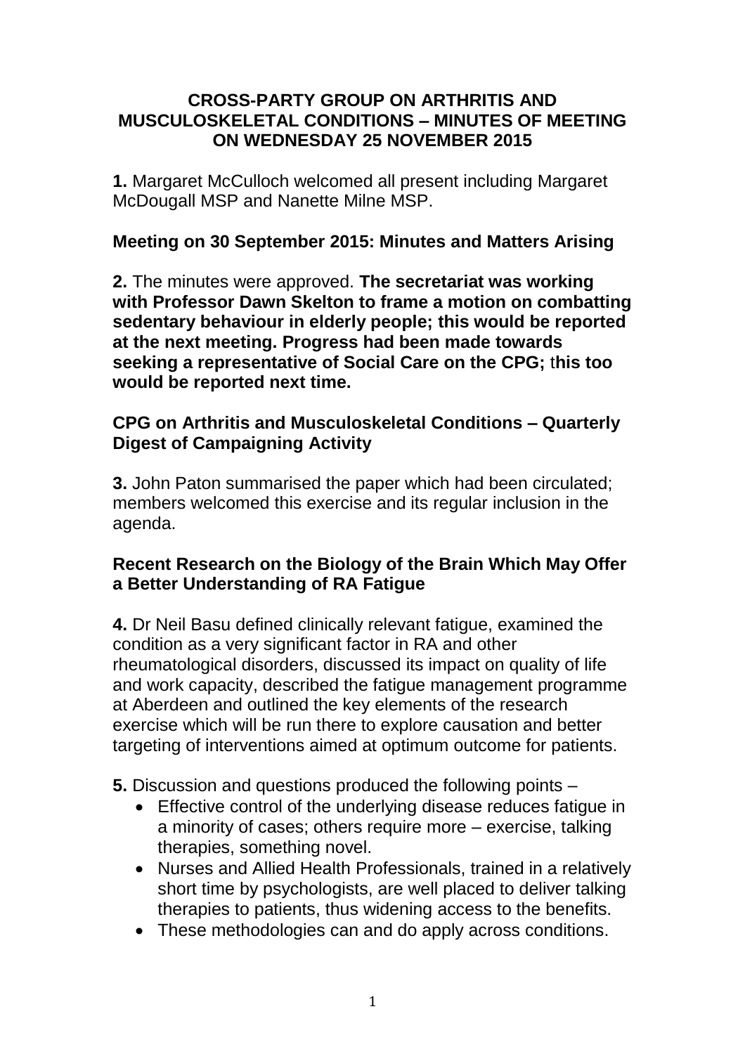# CROSS-PARTY GROUP ON ARTHRITIS AND MUSCULOSKELETAL CONDITIONS – MINUTES OF MEETING ON WEDNESDAY 25 NOVEMBER 2015

**1.** Margaret McCulloch welcomed all present including Margaret McDougall MSP and Nanette Milne MSP.

## Meeting on 30 September 2015: Minutes and Matters Arising

**2.** The minutes were approved. **The secretariat was working with Professor Dawn Skelton to frame a motion on combatting sedentary behaviour in elderly people; this would be reported at the next meeting. Progress had been made towards seeking a representative of Social Care on the CPG;** t**his too would be reported next time.**

## CPG on Arthritis and Musculoskeletal Conditions – Quarterly Digest of Campaigning Activity

**3.** John Paton summarised the paper which had been circulated; members welcomed this exercise and its regular inclusion in the agenda.

## Recent Research on the Biology of the Brain Which May Offer a Better Understanding of RA Fatigue

**4.** Dr Neil Basu defined clinically relevant fatigue, examined the condition as a very significant factor in RA and other rheumatological disorders, discussed its impact on quality of life and work capacity, described the fatigue management programme at Aberdeen and outlined the key elements of the research exercise which will be run there to explore causation and better targeting of interventions aimed at optimum outcome for patients.

**5.** Discussion and questions produced the following points –

- Effective control of the underlying disease reduces fatigue in a minority of cases; others require more – exercise, talking therapies, something novel.
- Nurses and Allied Health Professionals, trained in a relatively short time by psychologists, are well placed to deliver talking therapies to patients, thus widening access to the benefits.
- These methodologies can and do apply across conditions.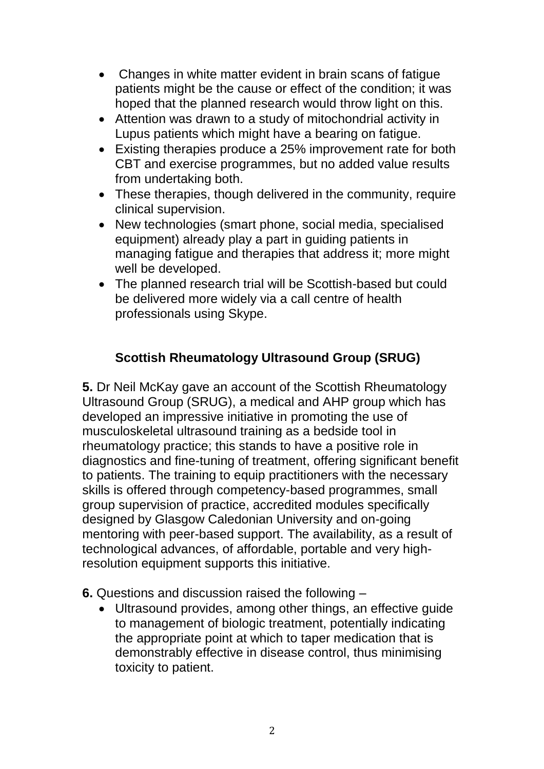- Changes in white matter evident in brain scans of fatigue patients might be the cause or effect of the condition; it was hoped that the planned research would throw light on this.
- Attention was drawn to a study of mitochondrial activity in Lupus patients which might have a bearing on fatigue.
- Existing therapies produce a 25% improvement rate for both CBT and exercise programmes, but no added value results from undertaking both.
- These therapies, though delivered in the community, require clinical supervision.
- New technologies (smart phone, social media, specialised equipment) already play a part in guiding patients in managing fatigue and therapies that address it; more might well be developed.
- The planned research trial will be Scottish-based but could be delivered more widely via a call centre of health professionals using Skype.

## Scottish Rheumatology Ultrasound Group (SRUG)

**5.** Dr Neil McKay gave an account of the Scottish Rheumatology Ultrasound Group (SRUG), a medical and AHP group which has developed an impressive initiative in promoting the use of musculoskeletal ultrasound training as a bedside tool in rheumatology practice; this stands to have a positive role in diagnostics and fine-tuning of treatment, offering significant benefit to patients. The training to equip practitioners with the necessary skills is offered through competency-based programmes, small group supervision of practice, accredited modules specifically designed by Glasgow Caledonian University and on-going mentoring with peer-based support. The availability, as a result of technological advances, of affordable, portable and very high-resolution equipment supports this initiative.

**6.** Questions and discussion raised the following –

- Ultrasound provides, among other things, an effective guide to management of biologic treatment, potentially indicating the appropriate point at which to taper medication that is demonstrably effective in disease control, thus minimising toxicity to patient.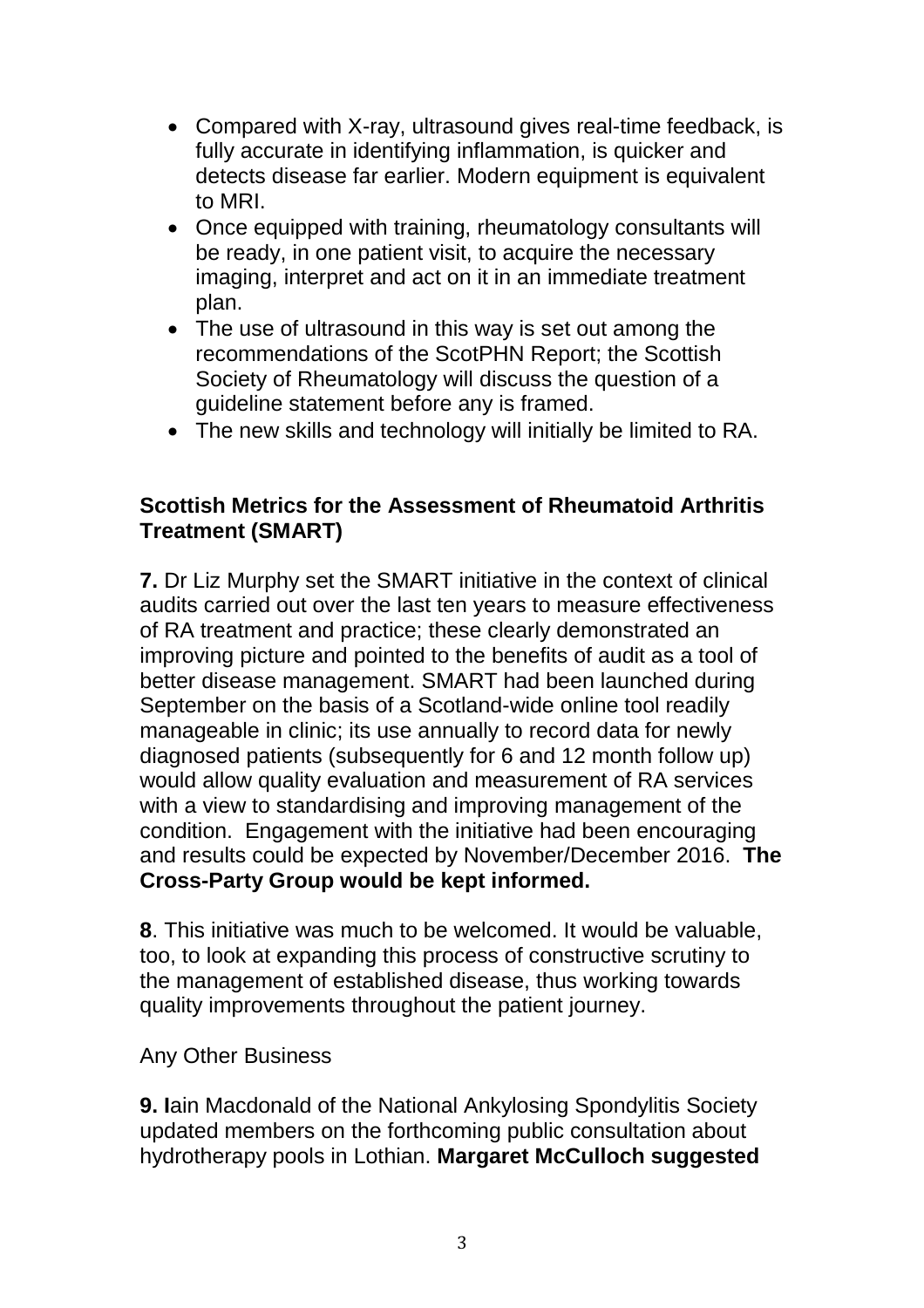- Compared with X-ray, ultrasound gives real-time feedback, is fully accurate in identifying inflammation, is quicker and detects disease far earlier. Modern equipment is equivalent to MRI.
- Once equipped with training, rheumatology consultants will be ready, in one patient visit, to acquire the necessary imaging, interpret and act on it in an immediate treatment plan.
- The use of ultrasound in this way is set out among the recommendations of the ScotPHN Report; the Scottish Society of Rheumatology will discuss the question of a guideline statement before any is framed.
- The new skills and technology will initially be limited to RA.

**Scottish Metrics for the Assessment of Rheumatoid Arthritis Treatment (SMART)**

**7.** Dr Liz Murphy set the SMART initiative in the context of clinical audits carried out over the last ten years to measure effectiveness of RA treatment and practice; these clearly demonstrated an improving picture and pointed to the benefits of audit as a tool of better disease management. SMART had been launched during September on the basis of a Scotland-wide online tool readily manageable in clinic; its use annually to record data for newly diagnosed patients (subsequently for 6 and 12 month follow up) would allow quality evaluation and measurement of RA services with a view to standardising and improving management of the condition. Engagement with the initiative had been encouraging and results could be expected by November/December 2016. **The Cross-Party Group would be kept informed.**

**8**. This initiative was much to be welcomed. It would be valuable, too, to look at expanding this process of constructive scrutiny to the management of established disease, thus working towards quality improvements throughout the patient journey.

Any Other Business

**9. I**ain Macdonald of the National Ankylosing Spondylitis Society updated members on the forthcoming public consultation about hydrotherapy pools in Lothian. **Margaret McCulloch suggested**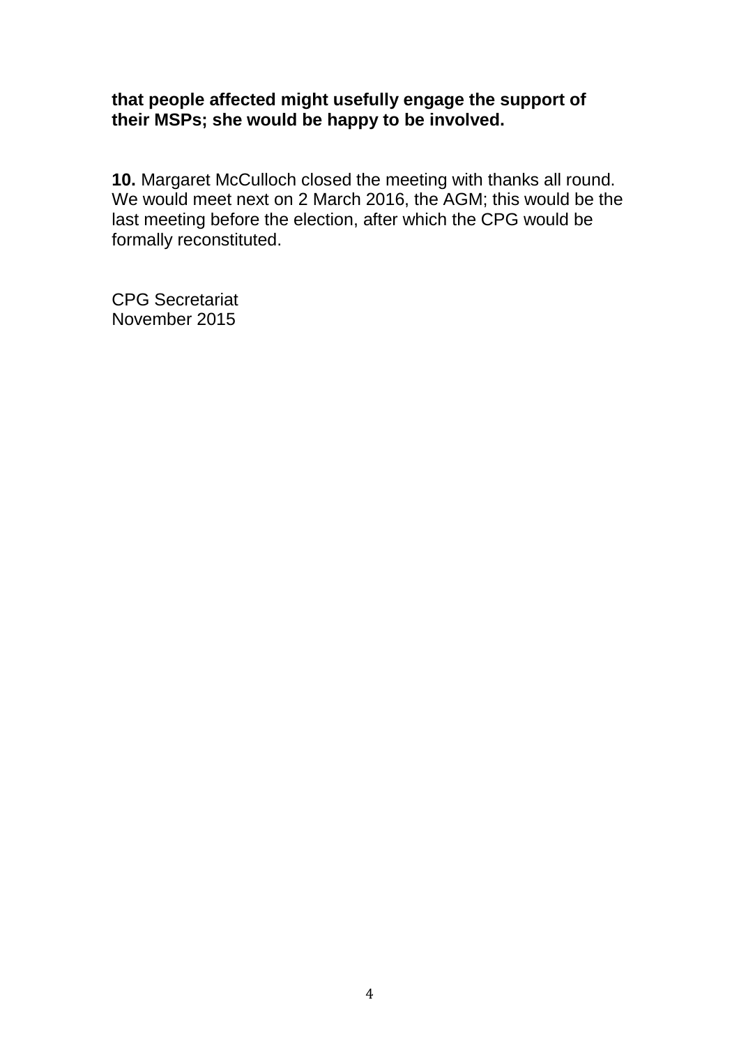**that people affected might usefully engage the support of their MSPs; she would be happy to be involved.**

**10.** Margaret McCulloch closed the meeting with thanks all round. We would meet next on 2 March 2016, the AGM; this would be the last meeting before the election, after which the CPG would be formally reconstituted.

CPG Secretariat
November 2015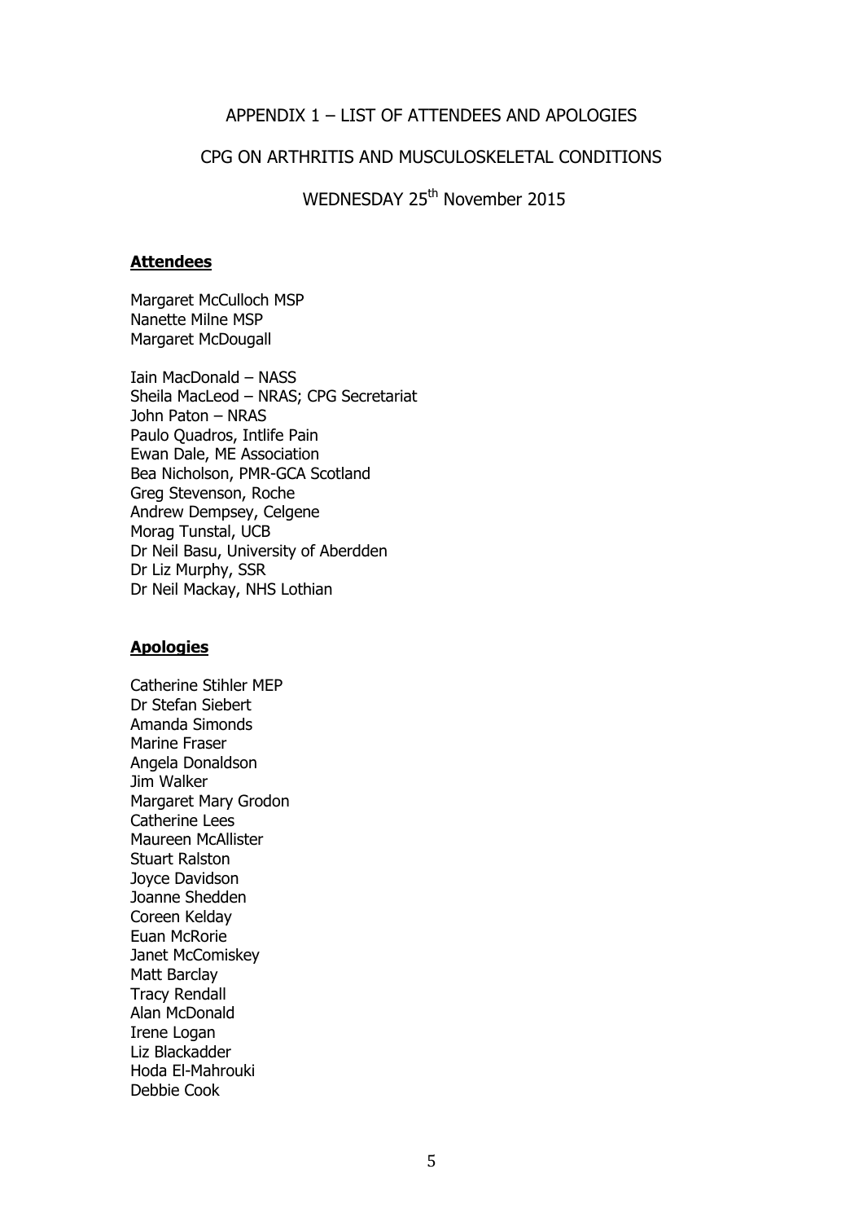APPENDIX 1 – LIST OF ATTENDEES AND APOLOGIES

CPG ON ARTHRITIS AND MUSCULOSKELETAL CONDITIONS

WEDNESDAY 25th November 2015

**Attendees**

Margaret McCulloch MSP
Nanette Milne MSP
Margaret McDougall

Iain MacDonald – NASS
Sheila MacLeod – NRAS; CPG Secretariat
John Paton – NRAS
Paulo Quadros, Intlife Pain
Ewan Dale, ME Association
Bea Nicholson, PMR-GCA Scotland
Greg Stevenson, Roche
Andrew Dempsey, Celgene
Morag Tunstal, UCB
Dr Neil Basu, University of Aberdden
Dr Liz Murphy, SSR
Dr Neil Mackay, NHS Lothian

**Apologies**

Catherine Stihler MEP
Dr Stefan Siebert
Amanda Simonds
Marine Fraser
Angela Donaldson
Jim Walker
Margaret Mary Grodon
Catherine Lees
Maureen McAllister
Stuart Ralston
Joyce Davidson
Joanne Shedden
Coreen Kelday
Euan McRorie
Janet McComiskey
Matt Barclay
Tracy Rendall
Alan McDonald
Irene Logan
Liz Blackadder
Hoda El-Mahrouki
Debbie Cook